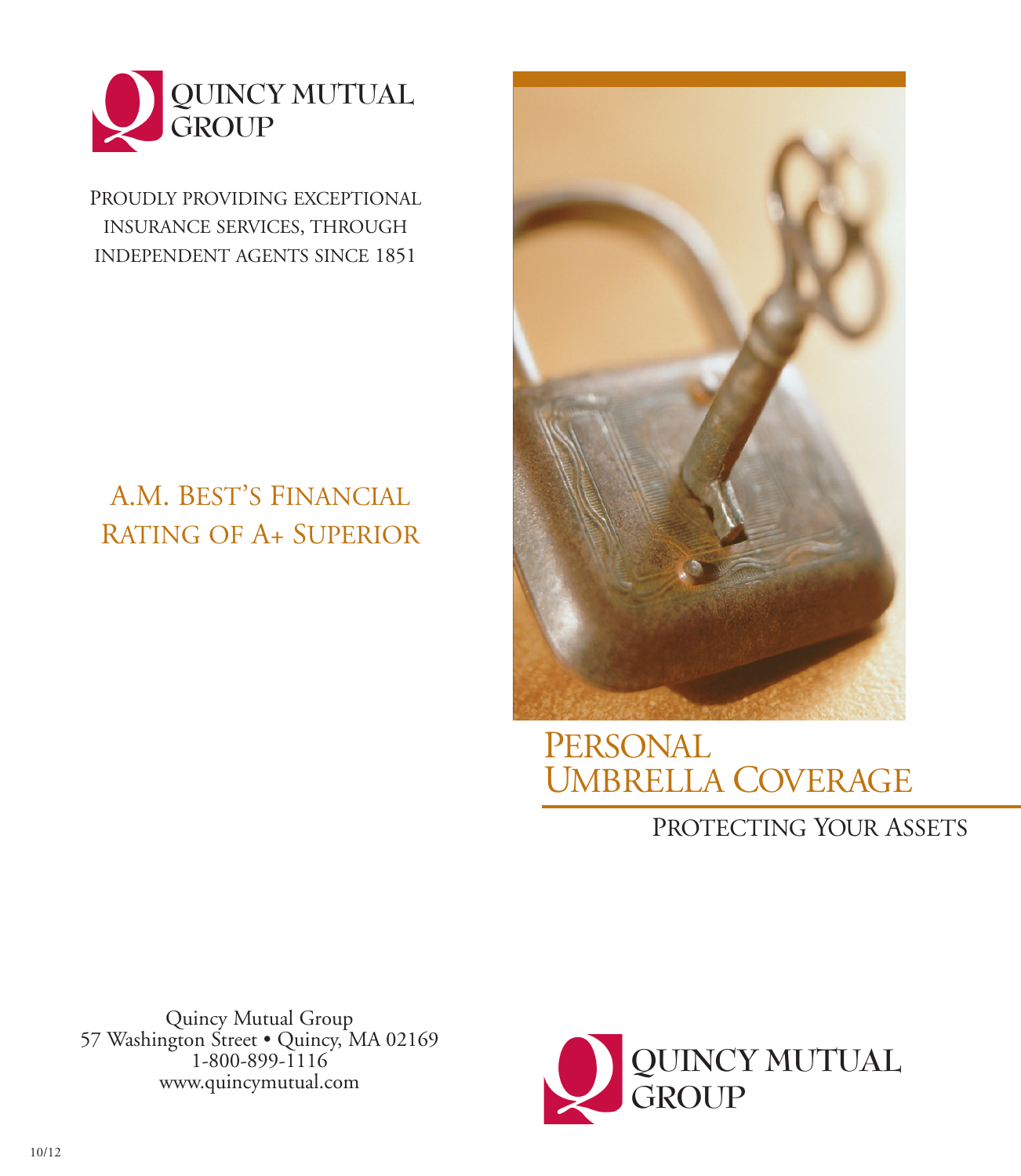QUINCY MUTUAL GROUP

PROUDLY PROVIDING EXCEPTIONAL INSURANCE SERVICES, THROUGH INDEPENDENT AGENTS SINCE 1851

## A.M. BEST'S FINANCIAL RATING OF A+ SUPERIOR

Quincy Mutual Group
57 Washington Street • Quincy, MA 02169
1-800-899-1116
www.quincymutual.com

10/12

# PERSONAL UMBRELLA COVERAGE

## PROTECTING YOUR ASSETS

QUINCY MUTUAL GROUP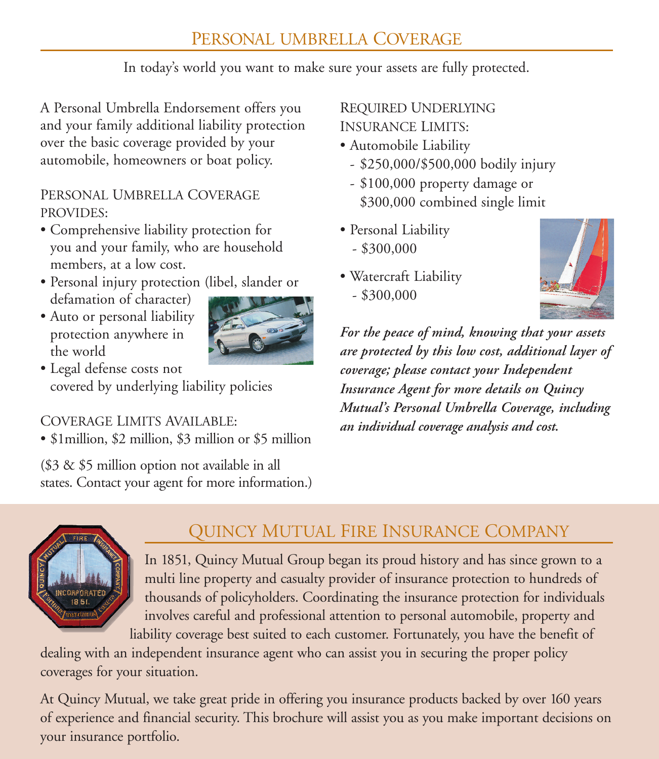# Personal umbrella Coverage

In today's world you want to make sure your assets are fully protected.

A Personal Umbrella Endorsement offers you and your family additional liability protection over the basic coverage provided by your automobile, homeowners or boat policy.

### Personal Umbrella Coverage provides:

- Comprehensive liability protection for you and your family, who are household members, at a low cost.
- Personal injury protection (libel, slander or defamation of character)
- Auto or personal liability protection anywhere in the world
- Legal defense costs not covered by underlying liability policies

### Coverage Limits Available:

- $1million, $2 million, $3 million or $5 million

($3 & $5 million option not available in all states. Contact your agent for more information.)

### Required Underlying Insurance Limits:

- Automobile Liability
  - $250,000/$500,000 bodily injury
  - $100,000 property damage or $300,000 combined single limit
- Personal Liability
  - $300,000
- Watercraft Liability
  - $300,000

***For the peace of mind, knowing that your assets are protected by this low cost, additional layer of coverage; please contact your Independent Insurance Agent for more details on Quincy Mutual's Personal Umbrella Coverage, including an individual coverage analysis and cost.***

## Quincy Mutual Fire Insurance Company

In 1851, Quincy Mutual Group began its proud history and has since grown to a multi line property and casualty provider of insurance protection to hundreds of thousands of policyholders. Coordinating the insurance protection for individuals involves careful and professional attention to personal automobile, property and liability coverage best suited to each customer. Fortunately, you have the benefit of dealing with an independent insurance agent who can assist you in securing the proper policy coverages for your situation.

At Quincy Mutual, we take great pride in offering you insurance products backed by over 160 years of experience and financial security. This brochure will assist you as you make important decisions on your insurance portfolio.